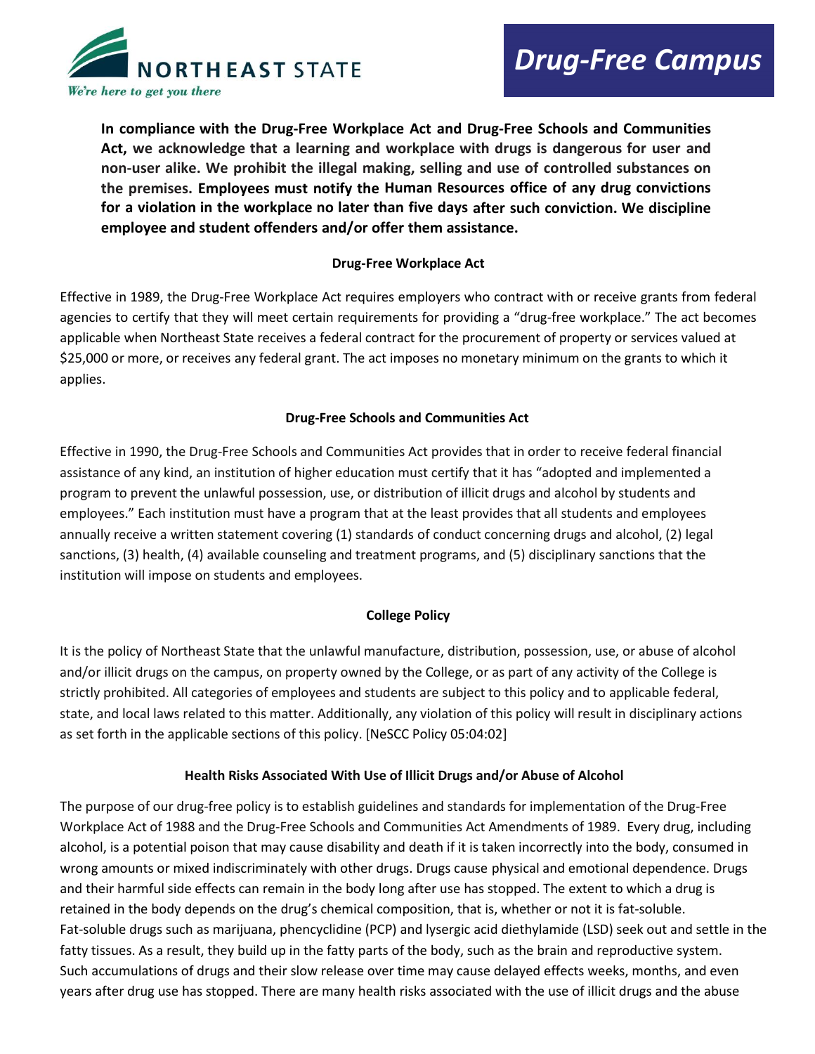NORTHEAST STATE

*We're here to get you there*

# *Drug-Free Campus*

**In compliance with the Drug-Free Workplace Act and Drug-Free Schools and Communities Act, we acknowledge that a learning and workplace with drugs is dangerous for user and non-user alike. We prohibit the illegal making, selling and use of controlled substances on the premises. Employees must notify the Human Resources office of any drug convictions for a violation in the workplace no later than five days after such conviction. We discipline employee and student offenders and/or offer them assistance.**

## Drug-Free Workplace Act

Effective in 1989, the Drug-Free Workplace Act requires employers who contract with or receive grants from federal agencies to certify that they will meet certain requirements for providing a "drug-free workplace." The act becomes applicable when Northeast State receives a federal contract for the procurement of property or services valued at $25,000 or more, or receives any federal grant. The act imposes no monetary minimum on the grants to which it applies.

## Drug-Free Schools and Communities Act

Effective in 1990, the Drug-Free Schools and Communities Act provides that in order to receive federal financial assistance of any kind, an institution of higher education must certify that it has "adopted and implemented a program to prevent the unlawful possession, use, or distribution of illicit drugs and alcohol by students and employees." Each institution must have a program that at the least provides that all students and employees annually receive a written statement covering (1) standards of conduct concerning drugs and alcohol, (2) legal sanctions, (3) health, (4) available counseling and treatment programs, and (5) disciplinary sanctions that the institution will impose on students and employees.

## College Policy

It is the policy of Northeast State that the unlawful manufacture, distribution, possession, use, or abuse of alcohol and/or illicit drugs on the campus, on property owned by the College, or as part of any activity of the College is strictly prohibited. All categories of employees and students are subject to this policy and to applicable federal, state, and local laws related to this matter. Additionally, any violation of this policy will result in disciplinary actions as set forth in the applicable sections of this policy. [NeSCC Policy 05:04:02]

## Health Risks Associated With Use of Illicit Drugs and/or Abuse of Alcohol

The purpose of our drug-free policy is to establish guidelines and standards for implementation of the Drug-Free Workplace Act of 1988 and the Drug-Free Schools and Communities Act Amendments of 1989. Every drug, including alcohol, is a potential poison that may cause disability and death if it is taken incorrectly into the body, consumed in wrong amounts or mixed indiscriminately with other drugs. Drugs cause physical and emotional dependence. Drugs and their harmful side effects can remain in the body long after use has stopped. The extent to which a drug is retained in the body depends on the drug's chemical composition, that is, whether or not it is fat-soluble. Fat-soluble drugs such as marijuana, phencyclidine (PCP) and lysergic acid diethylamide (LSD) seek out and settle in the fatty tissues. As a result, they build up in the fatty parts of the body, such as the brain and reproductive system. Such accumulations of drugs and their slow release over time may cause delayed effects weeks, months, and even years after drug use has stopped. There are many health risks associated with the use of illicit drugs and the abuse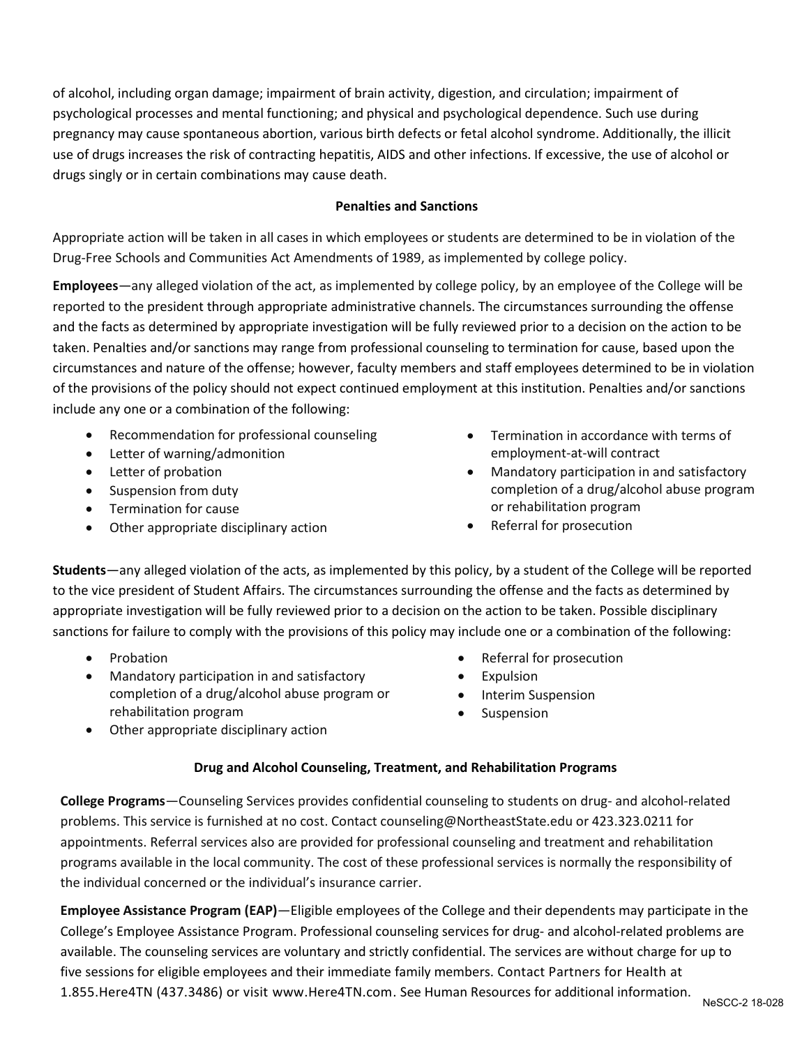of alcohol, including organ damage; impairment of brain activity, digestion, and circulation; impairment of psychological processes and mental functioning; and physical and psychological dependence. Such use during pregnancy may cause spontaneous abortion, various birth defects or fetal alcohol syndrome. Additionally, the illicit use of drugs increases the risk of contracting hepatitis, AIDS and other infections. If excessive, the use of alcohol or drugs singly or in certain combinations may cause death.

**Penalties and Sanctions**

Appropriate action will be taken in all cases in which employees or students are determined to be in violation of the Drug-Free Schools and Communities Act Amendments of 1989, as implemented by college policy.

**Employees**—any alleged violation of the act, as implemented by college policy, by an employee of the College will be reported to the president through appropriate administrative channels. The circumstances surrounding the offense and the facts as determined by appropriate investigation will be fully reviewed prior to a decision on the action to be taken. Penalties and/or sanctions may range from professional counseling to termination for cause, based upon the circumstances and nature of the offense; however, faculty members and staff employees determined to be in violation of the provisions of the policy should not expect continued employment at this institution. Penalties and/or sanctions include any one or a combination of the following:

- Recommendation for professional counseling
- Letter of warning/admonition
- Letter of probation
- Suspension from duty
- Termination for cause
- Other appropriate disciplinary action
- Termination in accordance with terms of employment-at-will contract
- Mandatory participation in and satisfactory completion of a drug/alcohol abuse program or rehabilitation program
- Referral for prosecution

**Students**—any alleged violation of the acts, as implemented by this policy, by a student of the College will be reported to the vice president of Student Affairs. The circumstances surrounding the offense and the facts as determined by appropriate investigation will be fully reviewed prior to a decision on the action to be taken. Possible disciplinary sanctions for failure to comply with the provisions of this policy may include one or a combination of the following:

- Probation
- Mandatory participation in and satisfactory completion of a drug/alcohol abuse program or rehabilitation program
- Other appropriate disciplinary action
- Referral for prosecution
- Expulsion
- Interim Suspension
- Suspension

**Drug and Alcohol Counseling, Treatment, and Rehabilitation Programs**

**College Programs**—Counseling Services provides confidential counseling to students on drug- and alcohol-related problems. This service is furnished at no cost. Contact counseling@NortheastState.edu or 423.323.0211 for appointments. Referral services also are provided for professional counseling and treatment and rehabilitation programs available in the local community. The cost of these professional services is normally the responsibility of the individual concerned or the individual's insurance carrier.

**Employee Assistance Program (EAP)**—Eligible employees of the College and their dependents may participate in the College's Employee Assistance Program. Professional counseling services for drug- and alcohol-related problems are available. The counseling services are voluntary and strictly confidential. The services are without charge for up to five sessions for eligible employees and their immediate family members. Contact Partners for Health at 1.855.Here4TN (437.3486) or visit www.Here4TN.com. See Human Resources for additional information.

NeSCC-2 18-028